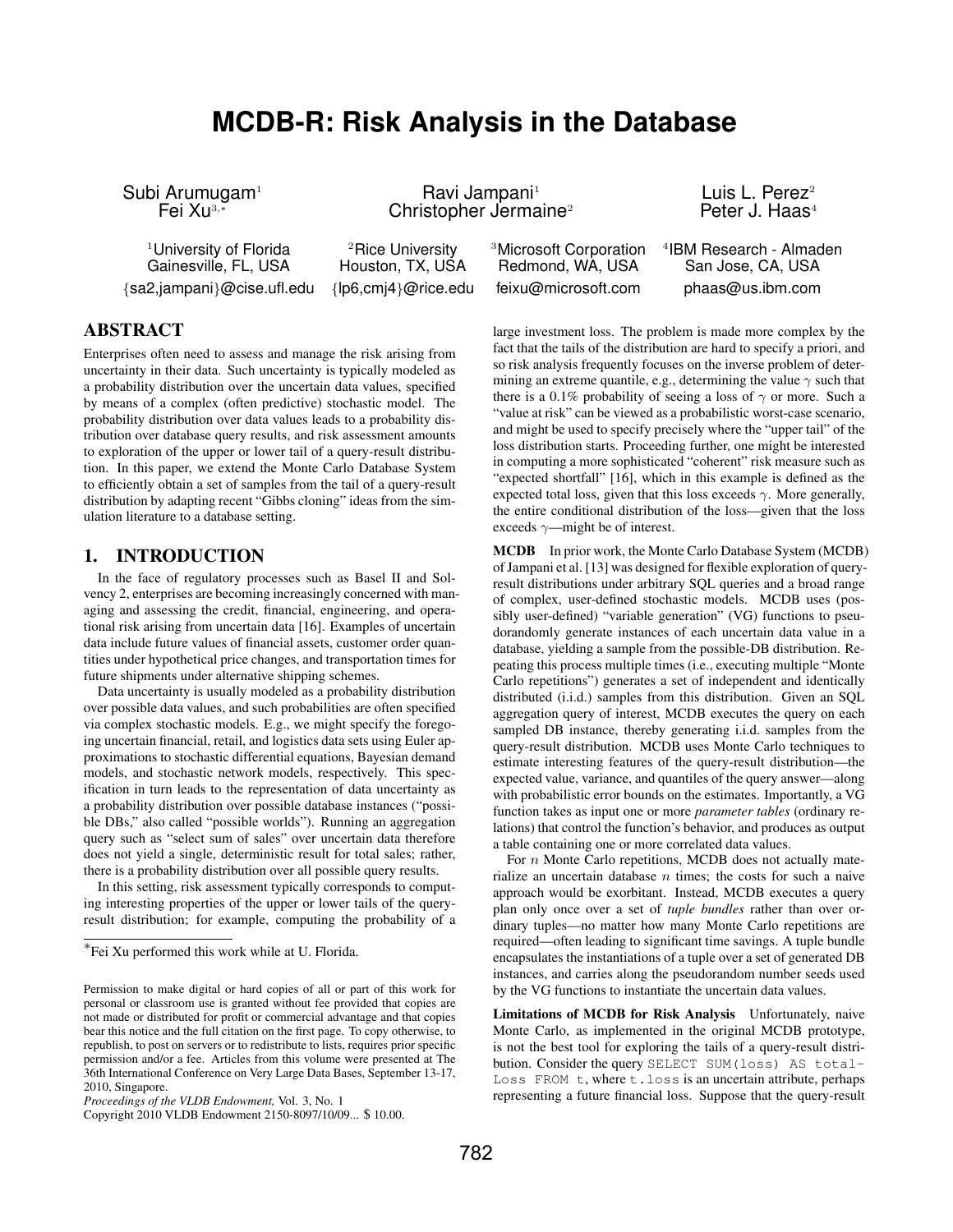# MCDB-R: Risk Analysis in the Database

Subi Arumugam[1], Fei Xu[3,*], Ravi Jampani[1], Christopher Jermaine[2], Luis L. Perez[2], Peter J. Haas[4]

[1]University of Florida, Gainesville, FL, USA — {sa2,jampani}@cise.ufl.edu

[2]Rice University, Houston, TX, USA — {lp6,cmj4}@rice.edu

[3]Microsoft Corporation, Redmond, WA, USA — feixu@microsoft.com

[4]IBM Research - Almaden, San Jose, CA, USA — phaas@us.ibm.com

## ABSTRACT

Enterprises often need to assess and manage the risk arising from uncertainty in their data. Such uncertainty is typically modeled as a probability distribution over the uncertain data values, specified by means of a complex (often predictive) stochastic model. The probability distribution over data values leads to a probability distribution over database query results, and risk assessment amounts to exploration of the upper or lower tail of a query-result distribution. In this paper, we extend the Monte Carlo Database System to efficiently obtain a set of samples from the tail of a query-result distribution by adapting recent "Gibbs cloning" ideas from the simulation literature to a database setting.

## 1. INTRODUCTION

In the face of regulatory processes such as Basel II and Solvency 2, enterprises are becoming increasingly concerned with managing and assessing the credit, financial, engineering, and operational risk arising from uncertain data [16]. Examples of uncertain data include future values of financial assets, customer order quantities under hypothetical price changes, and transportation times for future shipments under alternative shipping schemes.

Data uncertainty is usually modeled as a probability distribution over possible data values, and such probabilities are often specified via complex stochastic models. E.g., we might specify the foregoing uncertain financial, retail, and logistics data sets using Euler approximations to stochastic differential equations, Bayesian demand models, and stochastic network models, respectively. This specification in turn leads to the representation of data uncertainty as a probability distribution over possible database instances ("possible DBs," also called "possible worlds"). Running an aggregation query such as "select sum of sales" over uncertain data therefore does not yield a single, deterministic result for total sales; rather, there is a probability distribution over all possible query results.

In this setting, risk assessment typically corresponds to computing interesting properties of the upper or lower tails of the query-result distribution; for example, computing the probability of a large investment loss. The problem is made more complex by the fact that the tails of the distribution are hard to specify a priori, and so risk analysis frequently focuses on the inverse problem of determining an extreme quantile, e.g., determining the value $\gamma$ such that there is a 0.1% probability of seeing a loss of $\gamma$ or more. Such a "value at risk" can be viewed as a probabilistic worst-case scenario, and might be used to specify precisely where the "upper tail" of the loss distribution starts. Proceeding further, one might be interested in computing a more sophisticated "coherent" risk measure such as "expected shortfall" [16], which in this example is defined as the expected total loss, given that this loss exceeds $\gamma$. More generally, the entire conditional distribution of the loss—given that the loss exceeds $\gamma$—might be of interest.

**MCDB** In prior work, the Monte Carlo Database System (MCDB) of Jampani et al. [13] was designed for flexible exploration of query-result distributions under arbitrary SQL queries and a broad range of complex, user-defined stochastic models. MCDB uses (possibly user-defined) "variable generation" (VG) functions to pseudorandomly generate instances of each uncertain data value in a database, yielding a sample from the possible-DB distribution. Repeating this process multiple times (i.e., executing multiple "Monte Carlo repetitions") generates a set of independent and identically distributed (i.i.d.) samples from this distribution. Given an SQL aggregation query of interest, MCDB executes the query on each sampled DB instance, thereby generating i.i.d. samples from the query-result distribution. MCDB uses Monte Carlo techniques to estimate interesting features of the query-result distribution—the expected value, variance, and quantiles of the query answer—along with probabilistic error bounds on the estimates. Importantly, a VG function takes as input one or more *parameter tables* (ordinary relations) that control the function's behavior, and produces as output a table containing one or more correlated data values.

For $n$ Monte Carlo repetitions, MCDB does not actually materialize an uncertain database $n$ times; the costs for such a naive approach would be exorbitant. Instead, MCDB executes a query plan only once over a set of *tuple bundles* rather than over ordinary tuples—no matter how many Monte Carlo repetitions are required—often leading to significant time savings. A tuple bundle encapsulates the instantiations of a tuple over a set of generated DB instances, and carries along the pseudorandom number seeds used by the VG functions to instantiate the uncertain data values.

**Limitations of MCDB for Risk Analysis** Unfortunately, naive Monte Carlo, as implemented in the original MCDB prototype, is not the best tool for exploring the tails of a query-result distribution. Consider the query `SELECT SUM(loss) AS totalLoss FROM t`, where `t.loss` is an uncertain attribute, perhaps representing a future financial loss. Suppose that the query-result

---

*Fei Xu performed this work while at U. Florida.

Permission to make digital or hard copies of all or part of this work for personal or classroom use is granted without fee provided that copies are not made or distributed for profit or commercial advantage and that copies bear this notice and the full citation on the first page. To copy otherwise, to republish, to post on servers or to redistribute to lists, requires prior specific permission and/or a fee. Articles from this volume were presented at The 36th International Conference on Very Large Data Bases, September 13-17, 2010, Singapore.

*Proceedings of the VLDB Endowment,* Vol. 3, No. 1

Copyright 2010 VLDB Endowment 2150-8097/10/09... $ 10.00.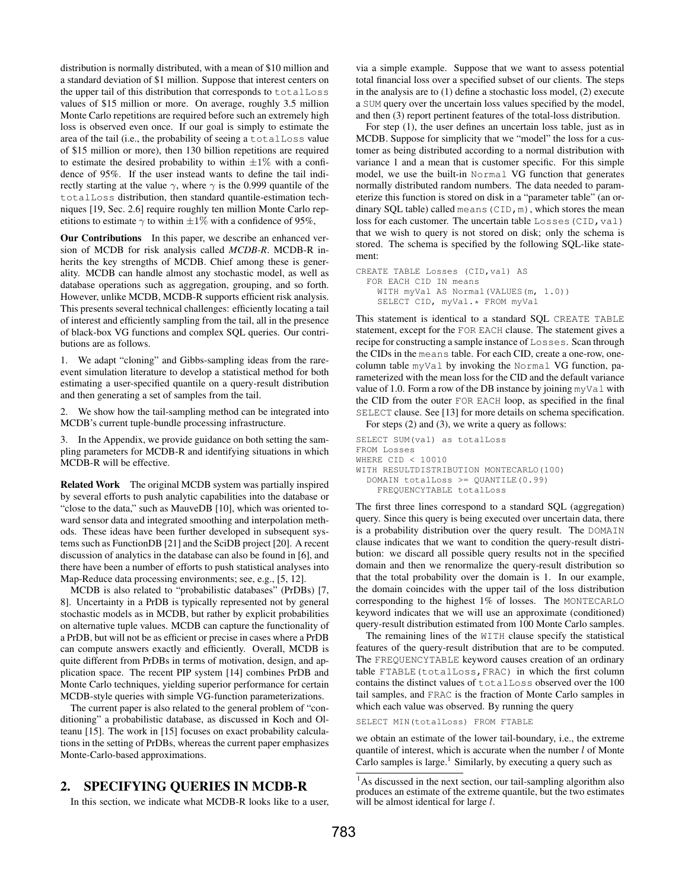distribution is normally distributed, with a mean of \$10 million and a standard deviation of \$1 million. Suppose that interest centers on the upper tail of this distribution that corresponds to `totalLoss` values of \$15 million or more. On average, roughly 3.5 million Monte Carlo repetitions are required before such an extremely high loss is observed even once. If our goal is simply to estimate the area of the tail (i.e., the probability of seeing a `totalLoss` value of \$15 million or more), then 130 billion repetitions are required to estimate the desired probability to within $\pm 1\%$ with a confidence of 95%. If the user instead wants to define the tail indirectly starting at the value $\gamma$, where $\gamma$ is the 0.999 quantile of the `totalLoss` distribution, then standard quantile-estimation techniques [19, Sec. 2.6] require roughly ten million Monte Carlo repetitions to estimate $\gamma$ to within $\pm 1\%$ with a confidence of 95%,

**Our Contributions** In this paper, we describe an enhanced version of MCDB for risk analysis called *MCDB-R*. MCDB-R inherits the key strengths of MCDB. Chief among these is generality. MCDB can handle almost any stochastic model, as well as database operations such as aggregation, grouping, and so forth. However, unlike MCDB, MCDB-R supports efficient risk analysis. This presents several technical challenges: efficiently locating a tail of interest and efficiently sampling from the tail, all in the presence of black-box VG functions and complex SQL queries. Our contributions are as follows.

1. We adapt "cloning" and Gibbs-sampling ideas from the rare-event simulation literature to develop a statistical method for both estimating a user-specified quantile on a query-result distribution and then generating a set of samples from the tail.

2. We show how the tail-sampling method can be integrated into MCDB's current tuple-bundle processing infrastructure.

3. In the Appendix, we provide guidance on both setting the sampling parameters for MCDB-R and identifying situations in which MCDB-R will be effective.

**Related Work** The original MCDB system was partially inspired by several efforts to push analytic capabilities into the database or "close to the data," such as MauveDB [10], which was oriented toward sensor data and integrated smoothing and interpolation methods. These ideas have been further developed in subsequent systems such as FunctionDB [21] and the SciDB project [20]. A recent discussion of analytics in the database can also be found in [6], and there have been a number of efforts to push statistical analyses into Map-Reduce data processing environments; see, e.g., [5, 12].

MCDB is also related to "probabilistic databases" (PrDBs) [7, 8]. Uncertainty in a PrDB is typically represented not by general stochastic models as in MCDB, but rather by explicit probabilities on alternative tuple values. MCDB can capture the functionality of a PrDB, but will not be as efficient or precise in cases where a PrDB can compute answers exactly and efficiently. Overall, MCDB is quite different from PrDBs in terms of motivation, design, and application space. The recent PIP system [14] combines PrDB and Monte Carlo techniques, yielding superior performance for certain MCDB-style queries with simple VG-function parameterizations.

The current paper is also related to the general problem of "conditioning" a probabilistic database, as discussed in Koch and Olteanu [15]. The work in [15] focuses on exact probability calculations in the setting of PrDBs, whereas the current paper emphasizes Monte-Carlo-based approximations.

## 2. SPECIFYING QUERIES IN MCDB-R

In this section, we indicate what MCDB-R looks like to a user, via a simple example. Suppose that we want to assess potential total financial loss over a specified subset of our clients. The steps in the analysis are to (1) define a stochastic loss model, (2) execute a `SUM` query over the uncertain loss values specified by the model, and then (3) report pertinent features of the total-loss distribution.

For step (1), the user defines an uncertain loss table, just as in MCDB. Suppose for simplicity that we "model" the loss for a customer as being distributed according to a normal distribution with variance 1 and a mean that is customer specific. For this simple model, we use the built-in `Normal` VG function that generates normally distributed random numbers. The data needed to parameterize this function is stored on disk in a "parameter table" (an ordinary SQL table) called `means(CID,m)`, which stores the mean loss for each customer. The uncertain table `Losses(CID,val)` that we wish to query is not stored on disk; only the schema is stored. The schema is specified by the following SQL-like statement:

```
CREATE TABLE Losses (CID,val) AS
  FOR EACH CID IN means
    WITH myVal AS Normal(VALUES(m, 1.0))
    SELECT CID, myVal.* FROM myVal
```

This statement is identical to a standard SQL `CREATE TABLE` statement, except for the `FOR EACH` clause. The statement gives a recipe for constructing a sample instance of `Losses`. Scan through the CIDs in the `means` table. For each CID, create a one-row, one-column table `myVal` by invoking the `Normal` VG function, parameterized with the mean loss for the CID and the default variance value of 1.0. Form a row of the DB instance by joining `myVal` with the CID from the outer `FOR EACH` loop, as specified in the final `SELECT` clause. See [13] for more details on schema specification.

For steps (2) and (3), we write a query as follows:

```
SELECT SUM(val) as totalLoss
FROM Losses
WHERE CID < 10010
WITH RESULTDISTRIBUTION MONTECARLO(100)
  DOMAIN totalLoss >= QUANTILE(0.99)
    FREQUENCYTABLE totalLoss
```

The first three lines correspond to a standard SQL (aggregation) query. Since this query is being executed over uncertain data, there is a probability distribution over the query result. The `DOMAIN` clause indicates that we want to condition the query-result distribution: we discard all possible query results not in the specified domain and then we renormalize the query-result distribution so that the total probability over the domain is 1. In our example, the domain coincides with the upper tail of the loss distribution corresponding to the highest 1% of losses. The `MONTECARLO` keyword indicates that we will use an approximate (conditioned) query-result distribution estimated from 100 Monte Carlo samples.

The remaining lines of the `WITH` clause specify the statistical features of the query-result distribution that are to be computed. The `FREQUENCYTABLE` keyword causes creation of an ordinary table `FTABLE(totalLoss,FRAC)` in which the first column contains the distinct values of `totalLoss` observed over the 100 tail samples, and `FRAC` is the fraction of Monte Carlo samples in which each value was observed. By running the query

```
SELECT MIN(totalLoss) FROM FTABLE
```

we obtain an estimate of the lower tail-boundary, i.e., the extreme quantile of interest, which is accurate when the number $l$ of Monte Carlo samples is large.[1] Similarly, by executing a query such as

[1] As discussed in the next section, our tail-sampling algorithm also produces an estimate of the extreme quantile, but the two estimates will be almost identical for large $l$.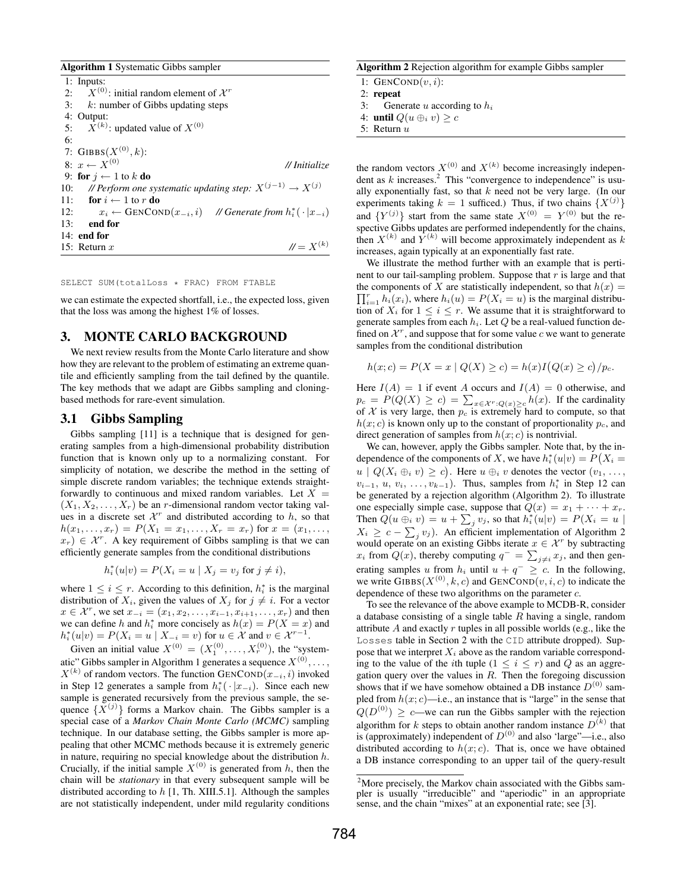**Algorithm 1** Systematic Gibbs sampler

```
1: Inputs:
2:     X^(0): initial random element of X^r
3:     k: number of Gibbs updating steps
4: Output:
5:     X^(k): updated value of X^(0)
6:
7: GIBBS(X^(0), k):
8: x ← X^(0)                                          // Initialize
9: for j ← 1 to k do
10:    // Perform one systematic updating step: X^(j-1) → X^(j)
11:    for i ← 1 to r do
12:        x_i ← GENCOND(x_{-i}, i)    // Generate from h*_i( · |x_{-i})
13:    end for
14: end for
15: Return x                                           // = X^(k)
```

```
SELECT SUM(totalLoss * FRAC) FROM FTABLE
```

we can estimate the expected shortfall, i.e., the expected loss, given that the loss was among the highest 1% of losses.

## 3. MONTE CARLO BACKGROUND

We next review results from the Monte Carlo literature and show how they are relevant to the problem of estimating an extreme quantile and efficiently sampling from the tail defined by the quantile. The key methods that we adapt are Gibbs sampling and cloning-based methods for rare-event simulation.

### 3.1 Gibbs Sampling

Gibbs sampling [11] is a technique that is designed for generating samples from a high-dimensional probability distribution function that is known only up to a normalizing constant. For simplicity of notation, we describe the method in the setting of simple discrete random variables; the technique extends straightforwardly to continuous and mixed random variables. Let $X = (X_1, X_2, \ldots, X_r)$ be an $r$-dimensional random vector taking values in a discrete set $\mathcal{X}^r$ and distributed according to $h$, so that $h(x_1, \ldots, x_r) = P(X_1 = x_1, \ldots, X_r = x_r)$ for $x = (x_1, \ldots, x_r) \in \mathcal{X}^r$. A key requirement of Gibbs sampling is that we can efficiently generate samples from the conditional distributions

$$h_i^*(u|v) = P(X_i = u \mid X_j = v_j \text{ for } j \neq i),$$

where $1 \leq i \leq r$. According to this definition, $h_i^*$ is the marginal distribution of $X_i$, given the values of $X_j$ for $j \neq i$. For a vector $x \in \mathcal{X}^r$, we set $x_{-i} = (x_1, x_2, \ldots, x_{i-1}, x_{i+1}, \ldots, x_r)$ and then we can define $h$ and $h_i^*$ more concisely as $h(x) = P(X = x)$ and $h_i^*(u|v) = P(X_i = u \mid X_{-i} = v)$ for $u \in \mathcal{X}$ and $v \in \mathcal{X}^{r-1}$.

Given an initial value $X^{(0)} = (X_1^{(0)}, \ldots, X_r^{(0)})$, the "systematic" Gibbs sampler in Algorithm 1 generates a sequence $X^{(0)}, \ldots, X^{(k)}$ of random vectors. The function GENCOND$(x_{-i}, i)$ invoked in Step 12 generates a sample from $h_i^*(\cdot|x_{-i})$. Since each new sample is generated recursively from the previous sample, the sequence $\{X^{(j)}\}$ forms a Markov chain. The Gibbs sampler is a special case of a *Markov Chain Monte Carlo (MCMC)* sampling technique. In our database setting, the Gibbs sampler is more appealing that other MCMC methods because it is extremely generic in nature, requiring no special knowledge about the distribution $h$. Crucially, if the initial sample $X^{(0)}$ is generated from $h$, then the chain will be *stationary* in that every subsequent sample will be distributed according to $h$ [1, Th. XIII.5.1]. Although the samples are not statistically independent, under mild regularity conditions the random vectors $X^{(0)}$ and $X^{(k)}$ become increasingly independent as $k$ increases.[2] This "convergence to independence" is usually exponentially fast, so that $k$ need not be very large. (In our experiments taking $k = 1$ sufficed.) Thus, if two chains $\{X^{(j)}\}$ and $\{Y^{(j)}\}$ start from the same state $X^{(0)} = Y^{(0)}$ but the respective Gibbs updates are performed independently for the chains, then $X^{(k)}$ and $Y^{(k)}$ will become approximately independent as $k$ increases, again typically at an exponentially fast rate.

**Algorithm 2** Rejection algorithm for example Gibbs sampler

```
1: GENCOND(v, i):
2: repeat
3:     Generate u according to h_i
4: until Q(u ⊕_i v) ≥ c
5: Return u
```

We illustrate the method further with an example that is pertinent to our tail-sampling problem. Suppose that $r$ is large and that the components of $X$ are statistically independent, so that $h(x) = \prod_{i=1}^{r} h_i(x_i)$, where $h_i(u) = P(X_i = u)$ is the marginal distribution of $X_i$ for $1 \leq i \leq r$. We assume that it is straightforward to generate samples from each $h_i$. Let $Q$ be a real-valued function defined on $\mathcal{X}^r$, and suppose that for some value $c$ we want to generate samples from the conditional distribution

$$h(x; c) = P(X = x \mid Q(X) \geq c) = h(x)I\big(Q(x) \geq c\big)/p_c.$$

Here $I(A) = 1$ if event $A$ occurs and $I(A) = 0$ otherwise, and $p_c = P(Q(X) \geq c) = \sum_{x \in \mathcal{X}^r : Q(x) \geq c} h(x)$. If the cardinality of $\mathcal{X}$ is very large, then $p_c$ is extremely hard to compute, so that $h(x; c)$ is known only up to the constant of proportionality $p_c$, and direct generation of samples from $h(x; c)$ is nontrivial.

We can, however, apply the Gibbs sampler. Note that, by the independence of the components of $X$, we have $h_i^*(u|v) = P\big(X_i = u \mid Q(X_i \oplus_i v) \geq c\big)$. Here $u \oplus_i v$ denotes the vector $(v_1, \ldots, v_{i-1}, u, v_i, \ldots, v_{k-1})$. Thus, samples from $h_i^*$ in Step 12 can be generated by a rejection algorithm (Algorithm 2). To illustrate one especially simple case, suppose that $Q(x) = x_1 + \cdots + x_r$. Then $Q(u \oplus_i v) = u + \sum_j v_j$, so that $h_i^*(u|v) = P(X_i = u \mid X_i \geq c - \sum_j v_j)$. An efficient implementation of Algorithm 2 would operate on an existing Gibbs iterate $x \in \mathcal{X}^r$ by subtracting $x_i$ from $Q(x)$, thereby computing $q^- = \sum_{j \neq i} x_j$, and then generating samples $u$ from $h_i$ until $u + q^- \geq c$. In the following, we write GIBBS$(X^{(0)}, k, c)$ and GENCOND$(v, i, c)$ to indicate the dependence of these two algorithms on the parameter $c$.

To see the relevance of the above example to MCDB-R, consider a database consisting of a single table $R$ having a single, random attribute $A$ and exactly $r$ tuples in all possible worlds (e.g., like the `Losses` table in Section 2 with the `CID` attribute dropped). Suppose that we interpret $X_i$ above as the random variable corresponding to the value of the $i$th tuple ($1 \leq i \leq r$) and $Q$ as an aggregation query over the values in $R$. Then the foregoing discussion shows that if we have somehow obtained a DB instance $D^{(0)}$ sampled from $h(x; c)$—i.e., an instance that is "large" in the sense that $Q(D^{(0)}) \geq c$—we can run the Gibbs sampler with the rejection algorithm for $k$ steps to obtain another random instance $D^{(k)}$ that is (approximately) independent of $D^{(0)}$ and also 'large"—i.e., also distributed according to $h(x; c)$. That is, once we have obtained a DB instance corresponding to an upper tail of the query-result

[2] More precisely, the Markov chain associated with the Gibbs sampler is usually "irreducible" and "aperiodic" in an appropriate sense, and the chain "mixes" at an exponential rate; see [3].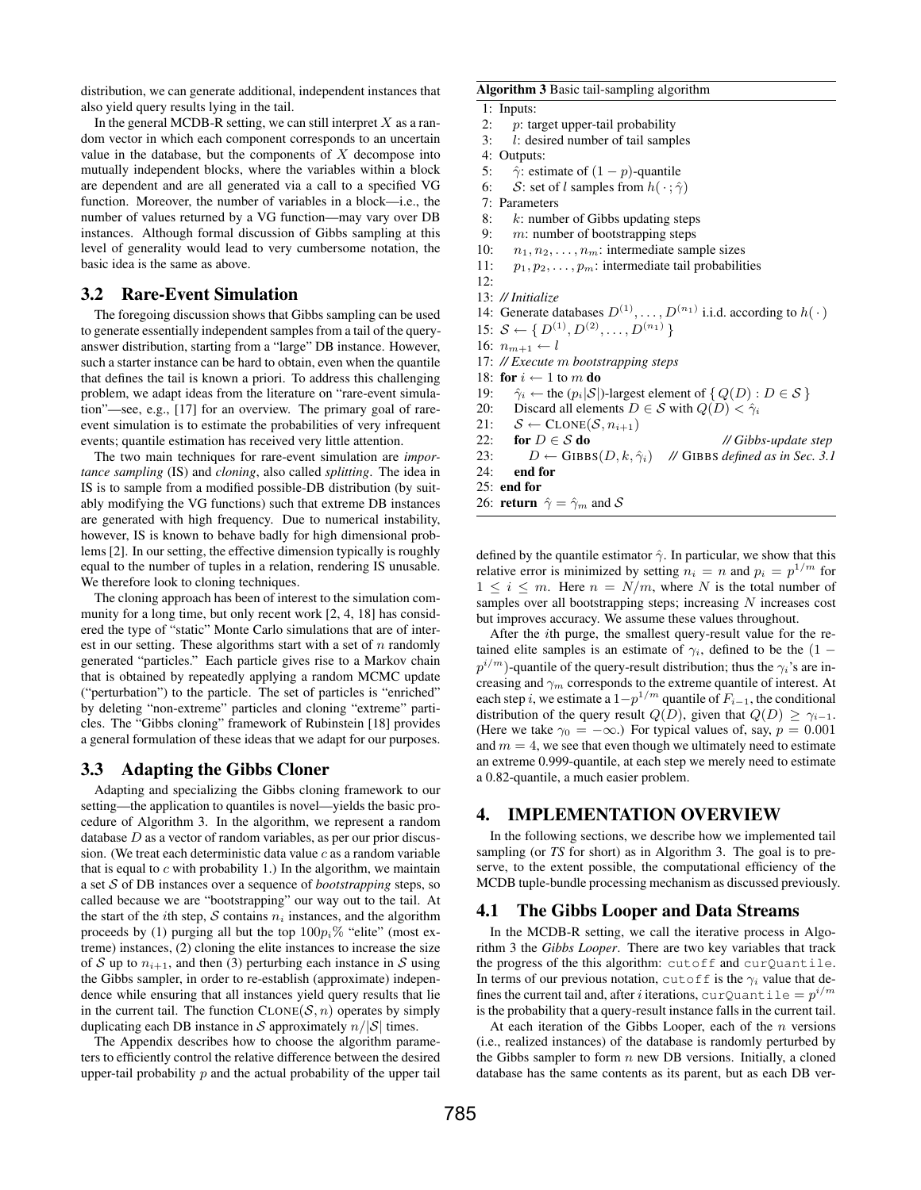distribution, we can generate additional, independent instances that also yield query results lying in the tail.

In the general MCDB-R setting, we can still interpret $X$ as a random vector in which each component corresponds to an uncertain value in the database, but the components of $X$ decompose into mutually independent blocks, where the variables within a block are dependent and are all generated via a call to a specified VG function. Moreover, the number of variables in a block—i.e., the number of values returned by a VG function—may vary over DB instances. Although formal discussion of Gibbs sampling at this level of generality would lead to very cumbersome notation, the basic idea is the same as above.

## 3.2 Rare-Event Simulation

The foregoing discussion shows that Gibbs sampling can be used to generate essentially independent samples from a tail of the query-answer distribution, starting from a "large" DB instance. However, such a starter instance can be hard to obtain, even when the quantile that defines the tail is known a priori. To address this challenging problem, we adapt ideas from the literature on "rare-event simulation"—see, e.g., [17] for an overview. The primary goal of rare-event simulation is to estimate the probabilities of very infrequent events; quantile estimation has received very little attention.

The two main techniques for rare-event simulation are *importance sampling* (IS) and *cloning*, also called *splitting*. The idea in IS is to sample from a modified possible-DB distribution (by suitably modifying the VG functions) such that extreme DB instances are generated with high frequency. Due to numerical instability, however, IS is known to behave badly for high dimensional problems [2]. In our setting, the effective dimension typically is roughly equal to the number of tuples in a relation, rendering IS unusable. We therefore look to cloning techniques.

The cloning approach has been of interest to the simulation community for a long time, but only recent work [2, 4, 18] has considered the type of "static" Monte Carlo simulations that are of interest in our setting. These algorithms start with a set of $n$ randomly generated "particles." Each particle gives rise to a Markov chain that is obtained by repeatedly applying a random MCMC update ("perturbation") to the particle. The set of particles is "enriched" by deleting "non-extreme" particles and cloning "extreme" particles. The "Gibbs cloning" framework of Rubinstein [18] provides a general formulation of these ideas that we adapt for our purposes.

## 3.3 Adapting the Gibbs Cloner

Adapting and specializing the Gibbs cloning framework to our setting—the application to quantiles is novel—yields the basic procedure of Algorithm 3. In the algorithm, we represent a random database $D$ as a vector of random variables, as per our prior discussion. (We treat each deterministic data value $c$ as a random variable that is equal to $c$ with probability 1.) In the algorithm, we maintain a set $\mathcal{S}$ of DB instances over a sequence of *bootstrapping* steps, so called because we are "bootstrapping" our way out to the tail. At the start of the $i$th step, $\mathcal{S}$ contains $n_i$ instances, and the algorithm proceeds by (1) purging all but the top $100p_i\%$ "elite" (most extreme) instances, (2) cloning the elite instances to increase the size of $\mathcal{S}$ up to $n_{i+1}$, and then (3) perturbing each instance in $\mathcal{S}$ using the Gibbs sampler, in order to re-establish (approximate) independence while ensuring that all instances yield query results that lie in the current tail. The function $\text{CLONE}(\mathcal{S}, n)$ operates by simply duplicating each DB instance in $\mathcal{S}$ approximately $n/|\mathcal{S}|$ times.

The Appendix describes how to choose the algorithm parameters to efficiently control the relative difference between the desired upper-tail probability $p$ and the actual probability of the upper tail

**Algorithm 3** Basic tail-sampling algorithm

```
1:  Inputs:
2:     p: target upper-tail probability
3:     l: desired number of tail samples
4:  Outputs:
5:     γ̂: estimate of (1 − p)-quantile
6:     S: set of l samples from h( · ; γ̂)
7:  Parameters
8:     k: number of Gibbs updating steps
9:     m: number of bootstrapping steps
10:    n_1, n_2, ..., n_m: intermediate sample sizes
11:    p_1, p_2, ..., p_m: intermediate tail probabilities
12:
13: // Initialize
14: Generate databases D^(1), ..., D^(n_1) i.i.d. according to h( · )
15: S ← { D^(1), D^(2), ..., D^(n_1) }
16: n_{m+1} ← l
17: // Execute m bootstrapping steps
18: for i ← 1 to m do
19:    γ̂_i ← the (p_i|S|)-largest element of { Q(D) : D ∈ S }
20:    Discard all elements D ∈ S with Q(D) < γ̂_i
21:    S ← CLONE(S, n_{i+1})
22:    for D ∈ S do                          // Gibbs-update step
23:       D ← GIBBS(D, k, γ̂_i)    // GIBBS defined as in Sec. 3.1
24:    end for
25: end for
26: return γ̂ = γ̂_m and S
```

defined by the quantile estimator $\hat{\gamma}$. In particular, we show that this relative error is minimized by setting $n_i = n$ and $p_i = p^{1/m}$ for $1 \leq i \leq m$. Here $n = N/m$, where $N$ is the total number of samples over all bootstrapping steps; increasing $N$ increases cost but improves accuracy. We assume these values throughout.

After the $i$th purge, the smallest query-result value for the retained elite samples is an estimate of $\gamma_i$, defined to be the $(1 - p^{i/m})$-quantile of the query-result distribution; thus the $\gamma_i$'s are increasing and $\gamma_m$ corresponds to the extreme quantile of interest. At each step $i$, we estimate a $1-p^{1/m}$ quantile of $F_{i-1}$, the conditional distribution of the query result $Q(D)$, given that $Q(D) \geq \gamma_{i-1}$. (Here we take $\gamma_0 = -\infty$.) For typical values of, say, $p = 0.001$ and $m = 4$, we see that even though we ultimately need to estimate an extreme 0.999-quantile, at each step we merely need to estimate a 0.82-quantile, a much easier problem.

# 4. IMPLEMENTATION OVERVIEW

In the following sections, we describe how we implemented tail sampling (or *TS* for short) as in Algorithm 3. The goal is to preserve, to the extent possible, the computational efficiency of the MCDB tuple-bundle processing mechanism as discussed previously.

## 4.1 The Gibbs Looper and Data Streams

In the MCDB-R setting, we call the iterative process in Algorithm 3 the *Gibbs Looper*. There are two key variables that track the progress of the this algorithm: `cutoff` and `curQuantile`. In terms of our previous notation, `cutoff` is the $\gamma_i$ value that defines the current tail and, after $i$ iterations, `curQuantile` $= p^{i/m}$ is the probability that a query-result instance falls in the current tail.

At each iteration of the Gibbs Looper, each of the $n$ versions (i.e., realized instances) of the database is randomly perturbed by the Gibbs sampler to form $n$ new DB versions. Initially, a cloned database has the same contents as its parent, but as each DB ver-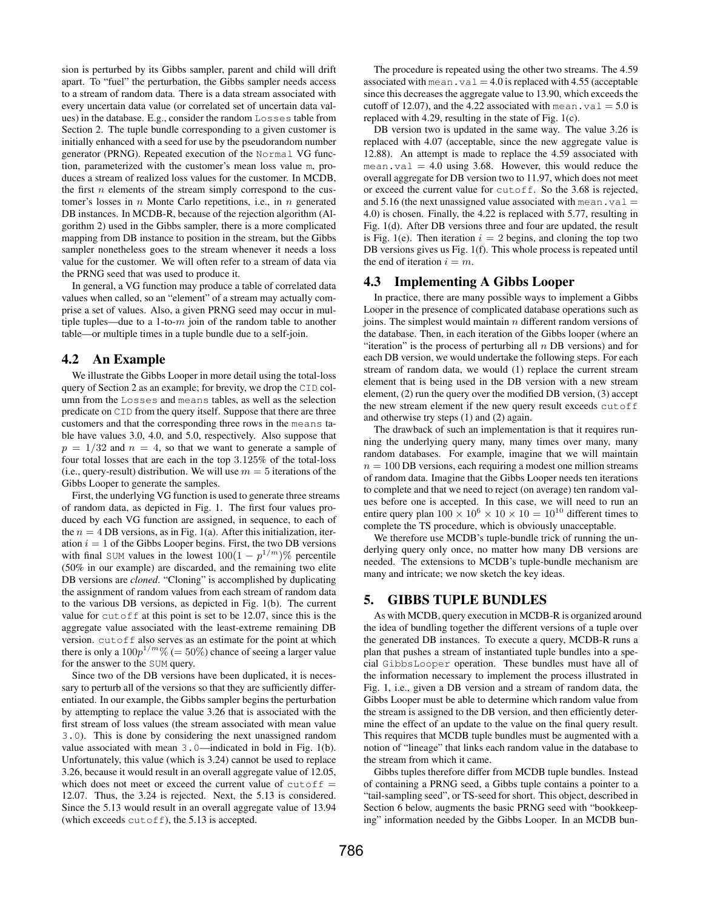sion is perturbed by its Gibbs sampler, parent and child will drift apart. To "fuel" the perturbation, the Gibbs sampler needs access to a stream of random data. There is a data stream associated with every uncertain data value (or correlated set of uncertain data values) in the database. E.g., consider the random `Losses` table from Section 2. The tuple bundle corresponding to a given customer is initially enhanced with a seed for use by the pseudorandom number generator (PRNG). Repeated execution of the `Normal` VG function, parameterized with the customer's mean loss value `m`, produces a stream of realized loss values for the customer. In MCDB, the first $n$ elements of the stream simply correspond to the customer's losses in $n$ Monte Carlo repetitions, i.e., in $n$ generated DB instances. In MCDB-R, because of the rejection algorithm (Algorithm 2) used in the Gibbs sampler, there is a more complicated mapping from DB instance to position in the stream, but the Gibbs sampler nonetheless goes to the stream whenever it needs a loss value for the customer. We will often refer to a stream of data via the PRNG seed that was used to produce it.

In general, a VG function may produce a table of correlated data values when called, so an "element" of a stream may actually comprise a set of values. Also, a given PRNG seed may occur in multiple tuples—due to a 1-to-$m$ join of the random table to another table—or multiple times in a tuple bundle due to a self-join.

## 4.2 An Example

We illustrate the Gibbs Looper in more detail using the total-loss query of Section 2 as an example; for brevity, we drop the `CID` column from the `Losses` and `means` tables, as well as the selection predicate on `CID` from the query itself. Suppose that there are three customers and that the corresponding three rows in the `means` table have values 3.0, 4.0, and 5.0, respectively. Also suppose that $p = 1/32$ and $n = 4$, so that we want to generate a sample of four total losses that are each in the top 3.125% of the total-loss (i.e., query-result) distribution. We will use $m = 5$ iterations of the Gibbs Looper to generate the samples.

First, the underlying VG function is used to generate three streams of random data, as depicted in Fig. 1. The first four values produced by each VG function are assigned, in sequence, to each of the $n = 4$ DB versions, as in Fig. 1(a). After this initialization, iteration $i = 1$ of the Gibbs Looper begins. First, the two DB versions with final `SUM` values in the lowest $100(1 - p^{1/m})\%$ percentile (50% in our example) are discarded, and the remaining two elite DB versions are *cloned*. "Cloning" is accomplished by duplicating the assignment of random values from each stream of random data to the various DB versions, as depicted in Fig. 1(b). The current value for `cutoff` at this point is set to be 12.07, since this is the aggregate value associated with the least-extreme remaining DB version. `cutoff` also serves as an estimate for the point at which there is only a $100p^{1/m}\%$ $(= 50\%)$ chance of seeing a larger value for the answer to the `SUM` query.

Since two of the DB versions have been duplicated, it is necessary to perturb all of the versions so that they are sufficiently differentiated. In our example, the Gibbs sampler begins the perturbation by attempting to replace the value 3.26 that is associated with the first stream of loss values (the stream associated with mean value `3.0`). This is done by considering the next unassigned random value associated with mean `3.0`—indicated in bold in Fig. 1(b). Unfortunately, this value (which is 3.24) cannot be used to replace 3.26, because it would result in an overall aggregate value of 12.05, which does not meet or exceed the current value of `cutoff` = 12.07. Thus, the 3.24 is rejected. Next, the 5.13 is considered. Since the 5.13 would result in an overall aggregate value of 13.94 (which exceeds `cutoff`), the 5.13 is accepted.

The procedure is repeated using the other two streams. The 4.59 associated with `mean.val` = 4.0 is replaced with 4.55 (acceptable since this decreases the aggregate value to 13.90, which exceeds the cutoff of 12.07), and the 4.22 associated with `mean.val` = 5.0 is replaced with 4.29, resulting in the state of Fig. 1(c).

DB version two is updated in the same way. The value 3.26 is replaced with 4.07 (acceptable, since the new aggregate value is 12.88). An attempt is made to replace the 4.59 associated with `mean.val` = 4.0 using 3.68. However, this would reduce the overall aggregate for DB version two to 11.97, which does not meet or exceed the current value for `cutoff`. So the 3.68 is rejected, and 5.16 (the next unassigned value associated with `mean.val` = 4.0) is chosen. Finally, the 4.22 is replaced with 5.77, resulting in Fig. 1(d). After DB versions three and four are updated, the result is Fig. 1(e). Then iteration $i = 2$ begins, and cloning the top two DB versions gives us Fig. 1(f). This whole process is repeated until the end of iteration $i = m$.

## 4.3 Implementing A Gibbs Looper

In practice, there are many possible ways to implement a Gibbs Looper in the presence of complicated database operations such as joins. The simplest would maintain $n$ different random versions of the database. Then, in each iteration of the Gibbs looper (where an "iteration" is the process of perturbing all $n$ DB versions) and for each DB version, we would undertake the following steps. For each stream of random data, we would (1) replace the current stream element that is being used in the DB version with a new stream element, (2) run the query over the modified DB version, (3) accept the new stream element if the new query result exceeds `cutoff` and otherwise try steps (1) and (2) again.

The drawback of such an implementation is that it requires running the underlying query many, many times over many, many random databases. For example, imagine that we will maintain $n = 100$ DB versions, each requiring a modest one million streams of random data. Imagine that the Gibbs Looper needs ten iterations to complete and that we need to reject (on average) ten random values before one is accepted. In this case, we will need to run an entire query plan $100 \times 10^6 \times 10 \times 10 = 10^{10}$ different times to complete the TS procedure, which is obviously unacceptable.

We therefore use MCDB's tuple-bundle trick of running the underlying query only once, no matter how many DB versions are needed. The extensions to MCDB's tuple-bundle mechanism are many and intricate; we now sketch the key ideas.

# 5. GIBBS TUPLE BUNDLES

As with MCDB, query execution in MCDB-R is organized around the idea of bundling together the different versions of a tuple over the generated DB instances. To execute a query, MCDB-R runs a plan that pushes a stream of instantiated tuple bundles into a special `GibbsLooper` operation. These bundles must have all of the information necessary to implement the process illustrated in Fig. 1, i.e., given a DB version and a stream of random data, the Gibbs Looper must be able to determine which random value from the stream is assigned to the DB version, and then efficiently determine the effect of an update to the value on the final query result. This requires that MCDB tuple bundles must be augmented with a notion of "lineage" that links each random value in the database to the stream from which it came.

Gibbs tuples therefore differ from MCDB tuple bundles. Instead of containing a PRNG seed, a Gibbs tuple contains a pointer to a "tail-sampling seed", or TS-seed for short. This object, described in Section 6 below, augments the basic PRNG seed with "bookkeeping" information needed by the Gibbs Looper. In an MCDB bun-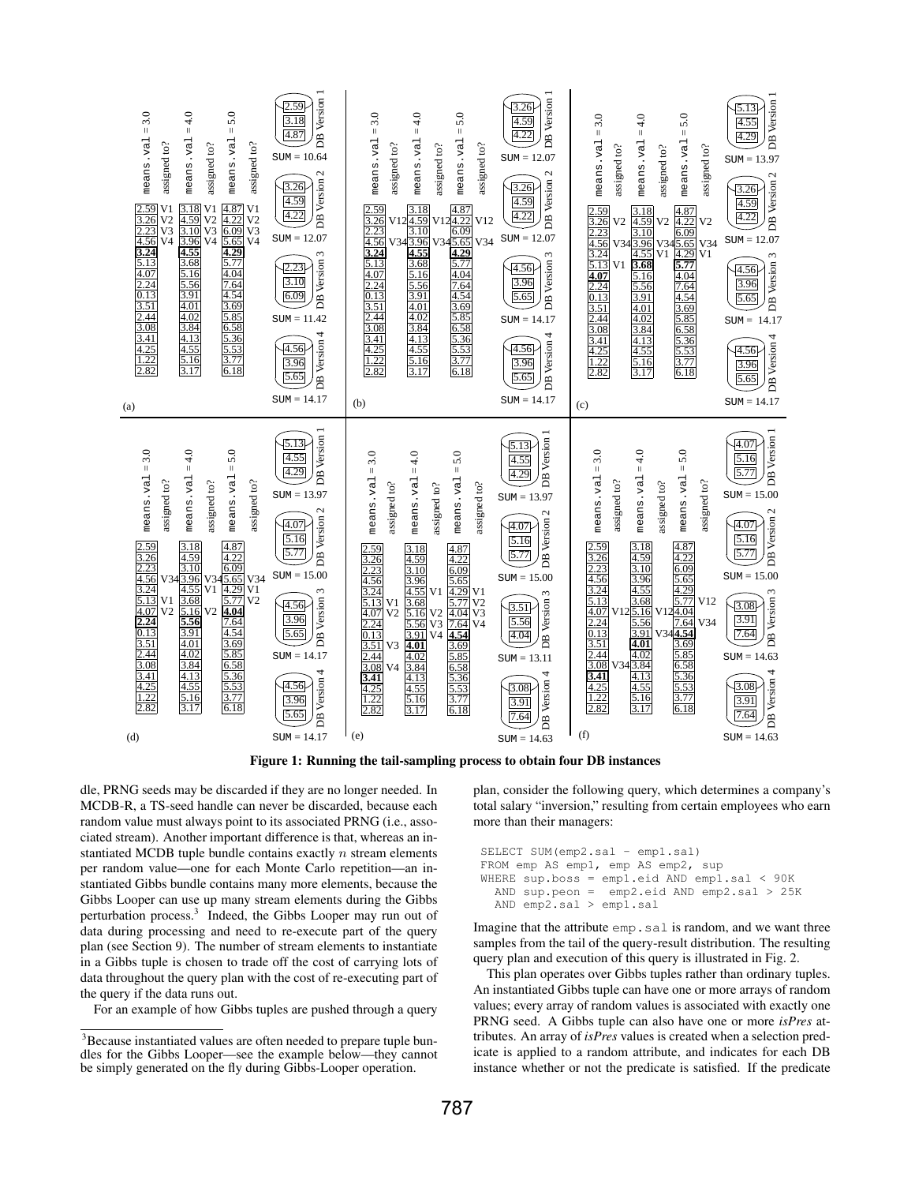**Figure 1: Running the tail-sampling process to obtain four DB instances**

dle, PRNG seeds may be discarded if they are no longer needed. In MCDB-R, a TS-seed handle can never be discarded, because each random value must always point to its associated PRNG (i.e., associated stream). Another important difference is that, whereas an instantiated MCDB tuple bundle contains exactly $n$ stream elements per random value—one for each Monte Carlo repetition—an instantiated Gibbs bundle contains many more elements, because the Gibbs Looper can use up many stream elements during the Gibbs perturbation process.[3] Indeed, the Gibbs Looper may run out of data during processing and need to re-execute part of the query plan (see Section 9). The number of stream elements to instantiate in a Gibbs tuple is chosen to trade off the cost of carrying lots of data throughout the query plan with the cost of re-executing part of the query if the data runs out.

For an example of how Gibbs tuples are pushed through a query plan, consider the following query, which determines a company's total salary "inversion," resulting from certain employees who earn more than their managers:

```
SELECT SUM(emp2.sal - emp1.sal)
FROM emp AS emp1, emp AS emp2, sup
WHERE sup.boss = emp1.eid AND emp1.sal < 90K
  AND sup.peon =  emp2.eid AND emp2.sal > 25K
  AND emp2.sal > emp1.sal
```

Imagine that the attribute `emp.sal` is random, and we want three samples from the tail of the query-result distribution. The resulting query plan and execution of this query is illustrated in Fig. 2.

This plan operates over Gibbs tuples rather than ordinary tuples. An instantiated Gibbs tuple can have one or more arrays of random values; every array of random values is associated with exactly one PRNG seed. A Gibbs tuple can also have one or more *isPres* attributes. An array of *isPres* values is created when a selection predicate is applied to a random attribute, and indicates for each DB instance whether or not the predicate is satisfied. If the predicate

[3] Because instantiated values are often needed to prepare tuple bundles for the Gibbs Looper—see the example below—they cannot be simply generated on the fly during Gibbs-Looper operation.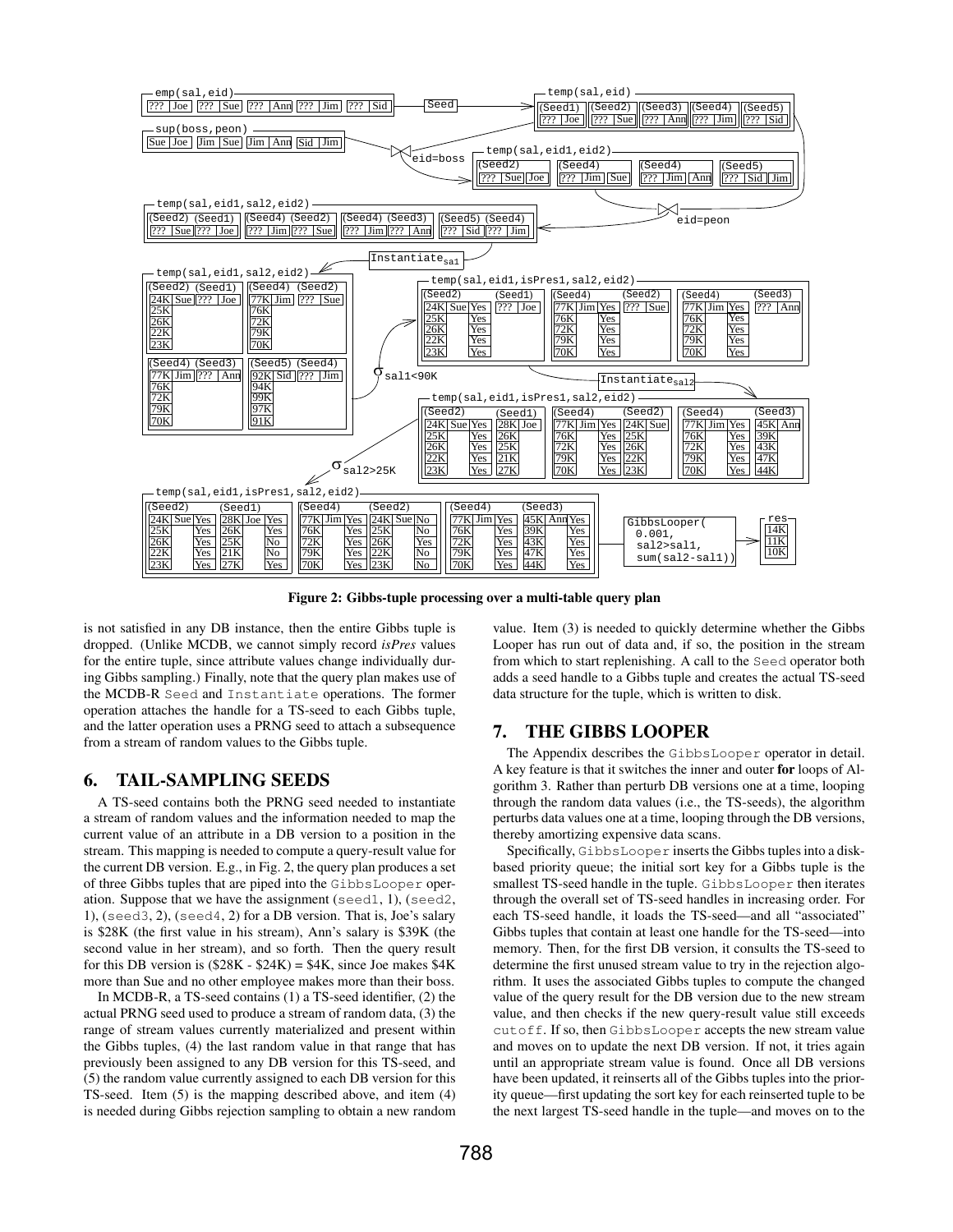Figure 2: Gibbs-tuple processing over a multi-table query plan

is not satisfied in any DB instance, then the entire Gibbs tuple is dropped. (Unlike MCDB, we cannot simply record *isPres* values for the entire tuple, since attribute values change individually during Gibbs sampling.) Finally, note that the query plan makes use of the MCDB-R Seed and Instantiate operations. The former operation attaches the handle for a TS-seed to each Gibbs tuple, and the latter operation uses a PRNG seed to attach a subsequence from a stream of random values to the Gibbs tuple.

## 6. TAIL-SAMPLING SEEDS

A TS-seed contains both the PRNG seed needed to instantiate a stream of random values and the information needed to map the current value of an attribute in a DB version to a position in the stream. This mapping is needed to compute a query-result value for the current DB version. E.g., in Fig. 2, the query plan produces a set of three Gibbs tuples that are piped into the GibbsLooper operation. Suppose that we have the assignment (seed1, 1), (seed2, 1), (seed3, 2), (seed4, 2) for a DB version. That is, Joe's salary is $28K (the first value in his stream), Ann's salary is $39K (the second value in her stream), and so forth. Then the query result for this DB version is ($28K - $24K) = $4K, since Joe makes $4K more than Sue and no other employee makes more than their boss.

In MCDB-R, a TS-seed contains (1) a TS-seed identifier, (2) the actual PRNG seed used to produce a stream of random data, (3) the range of stream values currently materialized and present within the Gibbs tuples, (4) the last random value in that range that has previously been assigned to any DB version for this TS-seed, and (5) the random value currently assigned to each DB version for this TS-seed. Item (5) is the mapping described above, and item (4) is needed during Gibbs rejection sampling to obtain a new random value. Item (3) is needed to quickly determine whether the Gibbs Looper has run out of data and, if so, the position in the stream from which to start replenishing. A call to the Seed operator both adds a seed handle to a Gibbs tuple and creates the actual TS-seed data structure for the tuple, which is written to disk.

## 7. THE GIBBS LOOPER

The Appendix describes the GibbsLooper operator in detail. A key feature is that it switches the inner and outer **for** loops of Algorithm 3. Rather than perturb DB versions one at a time, looping through the random data values (i.e., the TS-seeds), the algorithm perturbs data values one at a time, looping through the DB versions, thereby amortizing expensive data scans.

Specifically, GibbsLooper inserts the Gibbs tuples into a disk-based priority queue; the initial sort key for a Gibbs tuple is the smallest TS-seed handle in the tuple. GibbsLooper then iterates through the overall set of TS-seed handles in increasing order. For each TS-seed handle, it loads the TS-seed—and all "associated" Gibbs tuples that contain at least one handle for the TS-seed—into memory. Then, for the first DB version, it consults the TS-seed to determine the first unused stream value to try in the rejection algorithm. It uses the associated Gibbs tuples to compute the changed value of the query result for the DB version due to the new stream value, and then checks if the new query-result value still exceeds cutoff. If so, then GibbsLooper accepts the new stream value and moves on to update the next DB version. If not, it tries again until an appropriate stream value is found. Once all DB versions have been updated, it reinserts all of the Gibbs tuples into the priority queue—first updating the sort key for each reinserted tuple to be the next largest TS-seed handle in the tuple—and moves on to the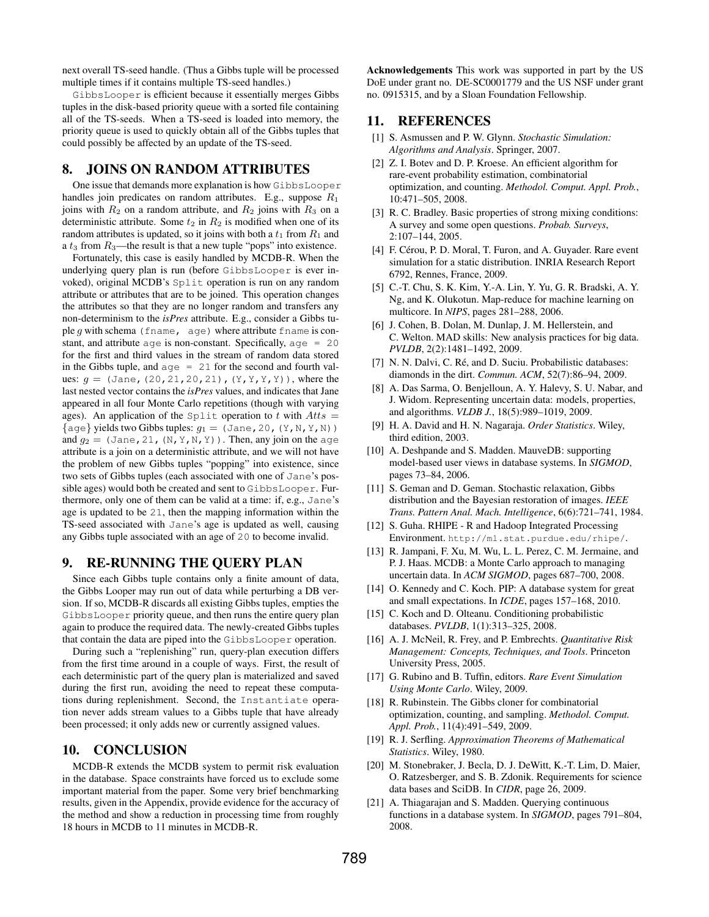next overall TS-seed handle. (Thus a Gibbs tuple will be processed multiple times if it contains multiple TS-seed handles.)

`GibbsLooper` is efficient because it essentially merges Gibbs tuples in the disk-based priority queue with a sorted file containing all of the TS-seeds. When a TS-seed is loaded into memory, the priority queue is used to quickly obtain all of the Gibbs tuples that could possibly be affected by an update of the TS-seed.

## 8. JOINS ON RANDOM ATTRIBUTES

One issue that demands more explanation is how `GibbsLooper` handles join predicates on random attributes. E.g., suppose $R_1$ joins with $R_2$ on a random attribute, and $R_2$ joins with $R_3$ on a deterministic attribute. Some $t_2$ in $R_2$ is modified when one of its random attributes is updated, so it joins with both a $t_1$ from $R_1$ and a $t_3$ from $R_3$—the result is that a new tuple "pops" into existence.

Fortunately, this case is easily handled by MCDB-R. When the underlying query plan is run (before `GibbsLooper` is ever invoked), original MCDB's `Split` operation is run on any random attribute or attributes that are to be joined. This operation changes the attributes so that they are no longer random and transfers any non-determinism to the *isPres* attribute. E.g., consider a Gibbs tuple $g$ with schema `(fname, age)` where attribute `fname` is constant, and attribute `age` is non-constant. Specifically, `age = 20` for the first and third values in the stream of random data stored in the Gibbs tuple, and `age = 21` for the second and fourth values: $g =$ `(Jane,(20,21,20,21),(Y,Y,Y,Y))`, where the last nested vector contains the *isPres* values, and indicates that Jane appeared in all four Monte Carlo repetitions (though with varying ages). An application of the `Split` operation to $t$ with $Atts = \{\text{age}\}$ yields two Gibbs tuples: $g_1 =$ `(Jane,20,(Y,N,Y,N))` and $g_2 =$ `(Jane,21,(N,Y,N,Y))`. Then, any join on the `age` attribute is a join on a deterministic attribute, and we will not have the problem of new Gibbs tuples "popping" into existence, since two sets of Gibbs tuples (each associated with one of `Jane`'s possible ages) would both be created and sent to `GibbsLooper`. Furthermore, only one of them can be valid at a time: if, e.g., `Jane`'s age is updated to be `21`, then the mapping information within the TS-seed associated with `Jane`'s age is updated as well, causing any Gibbs tuple associated with an age of `20` to become invalid.

## 9. RE-RUNNING THE QUERY PLAN

Since each Gibbs tuple contains only a finite amount of data, the Gibbs Looper may run out of data while perturbing a DB version. If so, MCDB-R discards all existing Gibbs tuples, empties the `GibbsLooper` priority queue, and then runs the entire query plan again to produce the required data. The newly-created Gibbs tuples that contain the data are piped into the `GibbsLooper` operation.

During such a "replenishing" run, query-plan execution differs from the first time around in a couple of ways. First, the result of each deterministic part of the query plan is materialized and saved during the first run, avoiding the need to repeat these computations during replenishment. Second, the `Instantiate` operation never adds stream values to a Gibbs tuple that have already been processed; it only adds new or currently assigned values.

## 10. CONCLUSION

MCDB-R extends the MCDB system to permit risk evaluation in the database. Space constraints have forced us to exclude some important material from the paper. Some very brief benchmarking results, given in the Appendix, provide evidence for the accuracy of the method and show a reduction in processing time from roughly 18 hours in MCDB to 11 minutes in MCDB-R.

**Acknowledgements** This work was supported in part by the US DoE under grant no. DE-SC0001779 and the US NSF under grant no. 0915315, and by a Sloan Foundation Fellowship.

## 11. REFERENCES

[1] S. Asmussen and P. W. Glynn. *Stochastic Simulation: Algorithms and Analysis*. Springer, 2007.

[2] Z. I. Botev and D. P. Kroese. An efficient algorithm for rare-event probability estimation, combinatorial optimization, and counting. *Methodol. Comput. Appl. Prob.*, 10:471–505, 2008.

[3] R. C. Bradley. Basic properties of strong mixing conditions: A survey and some open questions. *Probab. Surveys*, 2:107–144, 2005.

[4] F. Cérou, P. D. Moral, T. Furon, and A. Guyader. Rare event simulation for a static distribution. INRIA Research Report 6792, Rennes, France, 2009.

[5] C.-T. Chu, S. K. Kim, Y.-A. Lin, Y. Yu, G. R. Bradski, A. Y. Ng, and K. Olukotun. Map-reduce for machine learning on multicore. In *NIPS*, pages 281–288, 2006.

[6] J. Cohen, B. Dolan, M. Dunlap, J. M. Hellerstein, and C. Welton. MAD skills: New analysis practices for big data. *PVLDB*, 2(2):1481–1492, 2009.

[7] N. N. Dalvi, C. Ré, and D. Suciu. Probabilistic databases: diamonds in the dirt. *Commun. ACM*, 52(7):86–94, 2009.

[8] A. Das Sarma, O. Benjelloun, A. Y. Halevy, S. U. Nabar, and J. Widom. Representing uncertain data: models, properties, and algorithms. *VLDB J.*, 18(5):989–1019, 2009.

[9] H. A. David and H. N. Nagaraja. *Order Statistics*. Wiley, third edition, 2003.

[10] A. Deshpande and S. Madden. MauveDB: supporting model-based user views in database systems. In *SIGMOD*, pages 73–84, 2006.

[11] S. Geman and D. Geman. Stochastic relaxation, Gibbs distribution and the Bayesian restoration of images. *IEEE Trans. Pattern Anal. Mach. Intelligence*, 6(6):721–741, 1984.

[12] S. Guha. RHIPE - R and Hadoop Integrated Processing Environment. `http://ml.stat.purdue.edu/rhipe/`.

[13] R. Jampani, F. Xu, M. Wu, L. L. Perez, C. M. Jermaine, and P. J. Haas. MCDB: a Monte Carlo approach to managing uncertain data. In *ACM SIGMOD*, pages 687–700, 2008.

[14] O. Kennedy and C. Koch. PIP: A database system for great and small expectations. In *ICDE*, pages 157–168, 2010.

[15] C. Koch and D. Olteanu. Conditioning probabilistic databases. *PVLDB*, 1(1):313–325, 2008.

[16] A. J. McNeil, R. Frey, and P. Embrechts. *Quantitative Risk Management: Concepts, Techniques, and Tools*. Princeton University Press, 2005.

[17] G. Rubino and B. Tuffin, editors. *Rare Event Simulation Using Monte Carlo*. Wiley, 2009.

[18] R. Rubinstein. The Gibbs cloner for combinatorial optimization, counting, and sampling. *Methodol. Comput. Appl. Prob.*, 11(4):491–549, 2009.

[19] R. J. Serfling. *Approximation Theorems of Mathematical Statistics*. Wiley, 1980.

[20] M. Stonebraker, J. Becla, D. J. DeWitt, K.-T. Lim, D. Maier, O. Ratzesberger, and S. B. Zdonik. Requirements for science data bases and SciDB. In *CIDR*, page 26, 2009.

[21] A. Thiagarajan and S. Madden. Querying continuous functions in a database system. In *SIGMOD*, pages 791–804, 2008.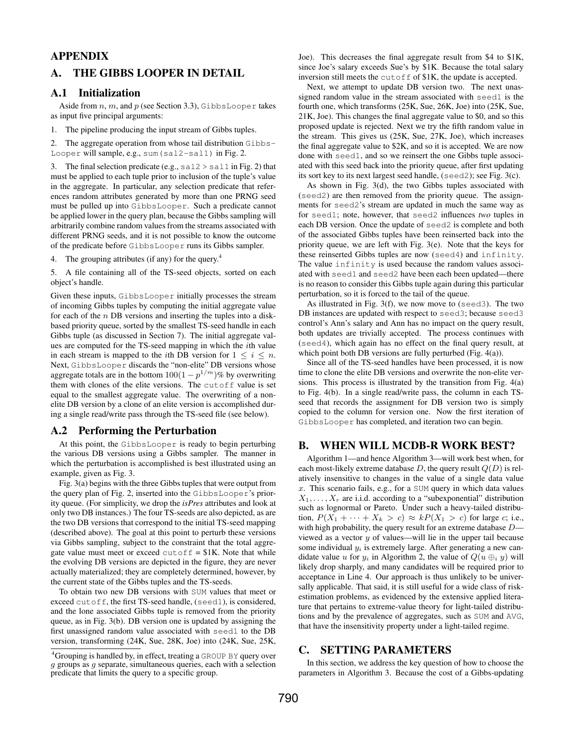# APPENDIX

## A. THE GIBBS LOOPER IN DETAIL

### A.1 Initialization

Aside from $n$, $m$, and $p$ (see Section 3.3), `GibbsLooper` takes as input five principal arguments:

1. The pipeline producing the input stream of Gibbs tuples.

2. The aggregate operation from whose tail distribution `GibbsLooper` will sample, e.g., `sum(sal2-sal1)` in Fig. 2.

3. The final selection predicate (e.g., `sal2 > sal1` in Fig. 2) that must be applied to each tuple prior to inclusion of the tuple's value in the aggregate. In particular, any selection predicate that references random attributes generated by more than one PRNG seed must be pulled up into `GibbsLooper`. Such a predicate cannot be applied lower in the query plan, because the Gibbs sampling will arbitrarily combine random values from the streams associated with different PRNG seeds, and it is not possible to know the outcome of the predicate before `GibbsLooper` runs its Gibbs sampler.

4. The grouping attributes (if any) for the query.[4]

5. A file containing all of the TS-seed objects, sorted on each object's handle.

Given these inputs, `GibbsLooper` initially processes the stream of incoming Gibbs tuples by computing the initial aggregate value for each of the $n$ DB versions and inserting the tuples into a disk-based priority queue, sorted by the smallest TS-seed handle in each Gibbs tuple (as discussed in Section 7). The initial aggregate values are computed for the TS-seed mapping in which the $i$th value in each stream is mapped to the $i$th DB version for $1 \leq i \leq n$. Next, `GibbsLooper` discards the "non-elite" DB versions whose aggregate totals are in the bottom $100(1 - p^{1/m})$% by overwriting them with clones of the elite versions. The `cutoff` value is set equal to the smallest aggregate value. The overwriting of a non-elite DB version by a clone of an elite version is accomplished during a single read/write pass through the TS-seed file (see below).

### A.2 Performing the Perturbation

At this point, the `GibbsLooper` is ready to begin perturbing the various DB versions using a Gibbs sampler. The manner in which the perturbation is accomplished is best illustrated using an example, given as Fig. 3.

Fig. 3(a) begins with the three Gibbs tuples that were output from the query plan of Fig. 2, inserted into the `GibbsLooper`'s priority queue. (For simplicity, we drop the *isPres* attributes and look at only two DB instances.) The four TS-seeds are also depicted, as are the two DB versions that correspond to the initial TS-seed mapping (described above). The goal at this point to perturb these versions via Gibbs sampling, subject to the constraint that the total aggregate value must meet or exceed `cutoff` = \$1K. Note that while the evolving DB versions are depicted in the figure, they are never actually materialized; they are completely determined, however, by the current state of the Gibbs tuples and the TS-seeds.

To obtain two new DB versions with `SUM` values that meet or exceed `cutoff`, the first TS-seed handle, (`seed1`), is considered, and the lone associated Gibbs tuple is removed from the priority queue, as in Fig. 3(b). DB version one is updated by assigning the first unassigned random value associated with `seed1` to the DB version, transforming (24K, Sue, 28K, Joe) into (24K, Sue, 25K, Joe). This decreases the final aggregate result from \$4 to \$1K, since Joe's salary exceeds Sue's by \$1K. Because the total salary inversion still meets the `cutoff` of \$1K, the update is accepted.

Next, we attempt to update DB version two. The next unassigned random value in the stream associated with `seed1` is the fourth one, which transforms (25K, Sue, 26K, Joe) into (25K, Sue, 21K, Joe). This changes the final aggregate value to \$0, and so this proposed update is rejected. Next we try the fifth random value in the stream. This gives us (25K, Sue, 27K, Joe), which increases the final aggregate value to \$2K, and so it is accepted. We are now done with `seed1`, and so we reinsert the one Gibbs tuple associated with this seed back into the priority queue, after first updating its sort key to its next largest seed handle, (`seed2`); see Fig. 3(c).

As shown in Fig. 3(d), the two Gibbs tuples associated with (`seed2`) are then removed from the priority queue. The assignments for `seed2`'s stream are updated in much the same way as for `seed1`; note, however, that `seed2` influences *two* tuples in each DB version. Once the update of `seed2` is complete and both of the associated Gibbs tuples have been reinserted back into the priority queue, we are left with Fig. 3(e). Note that the keys for these reinserted Gibbs tuples are now (`seed4`) and `infinity`. The value `infinity` is used because the random values associated with `seed1` and `seed2` have been each been updated—there is no reason to consider this Gibbs tuple again during this particular perturbation, so it is forced to the tail of the queue.

As illustrated in Fig. 3(f), we now move to (`seed3`). The two DB instances are updated with respect to `seed3`; because `seed3` control's Ann's salary and Ann has no impact on the query result, both updates are trivially accepted. The process continues with (`seed4`), which again has no effect on the final query result, at which point both DB versions are fully perturbed (Fig. 4(a)).

Since all of the TS-seed handles have been processed, it is now time to clone the elite DB versions and overwrite the non-elite versions. This process is illustrated by the transition from Fig. 4(a) to Fig. 4(b). In a single read/write pass, the column in each TS-seed that records the assignment for DB version two is simply copied to the column for version one. Now the first iteration of `GibbsLooper` has completed, and iteration two can begin.

## B. WHEN WILL MCDB-R WORK BEST?

Algorithm 1—and hence Algorithm 3—will work best when, for each most-likely extreme database $D$, the query result $Q(D)$ is relatively insensitive to changes in the value of a single data value $x$. This scenario fails, e.g., for a `SUM` query in which data values $X_1, \ldots, X_r$ are i.i.d. according to a "subexponential" distribution such as lognormal or Pareto. Under such a heavy-tailed distribution, $P(X_1 + \cdots + X_k > c) \approx kP(X_1 > c)$ for large $c$; i.e., with high probability, the query result for an extreme database $D$—viewed as a vector $y$ of values—will lie in the upper tail because some individual $y_i$ is extremely large. After generating a new candidate value $u$ for $y_i$ in Algorithm 2, the value of $Q(u \oplus_i y)$ will likely drop sharply, and many candidates will be required prior to acceptance in Line 4. Our approach is thus unlikely to be universally applicable. That said, it is still useful for a wide class of risk-estimation problems, as evidenced by the extensive applied literature that pertains to extreme-value theory for light-tailed distributions and by the prevalence of aggregates, such as `SUM` and `AVG`, that have the insensitivity property under a light-tailed regime.

## C. SETTING PARAMETERS

In this section, we address the key question of how to choose the parameters in Algorithm 3. Because the cost of a Gibbs-updating

[4] Grouping is handled by, in effect, treating a `GROUP BY` query over $g$ groups as $g$ separate, simultaneous queries, each with a selection predicate that limits the query to a specific group.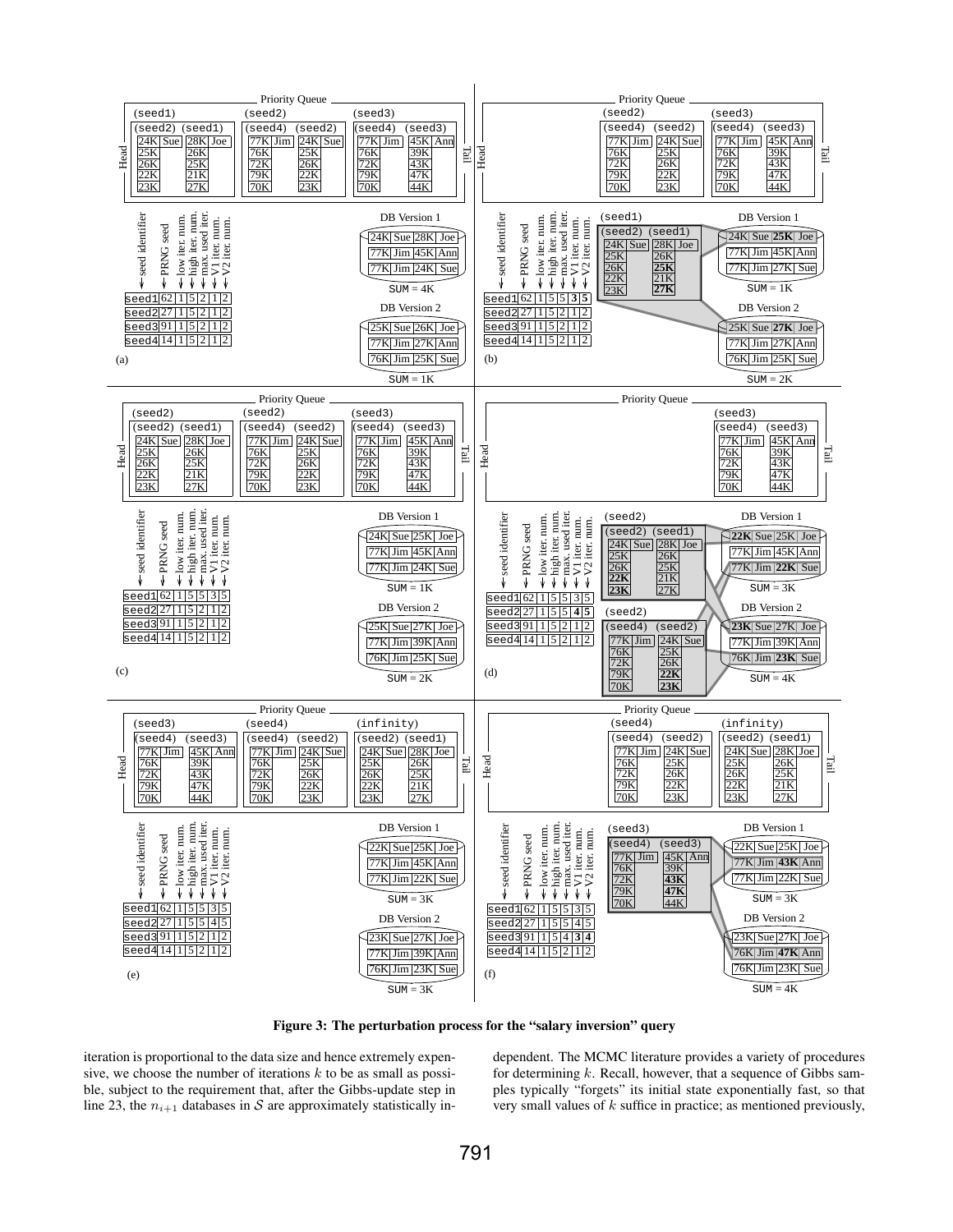**Figure 3: The perturbation process for the "salary inversion" query**

iteration is proportional to the data size and hence extremely expensive, we choose the number of iterations $k$ to be as small as possible, subject to the requirement that, after the Gibbs-update step in line 23, the $n_{i+1}$ databases in $\mathcal{S}$ are approximately statistically independent. The MCMC literature provides a variety of procedures for determining $k$. Recall, however, that a sequence of Gibbs samples typically "forgets" its initial state exponentially fast, so that very small values of $k$ suffice in practice; as mentioned previously,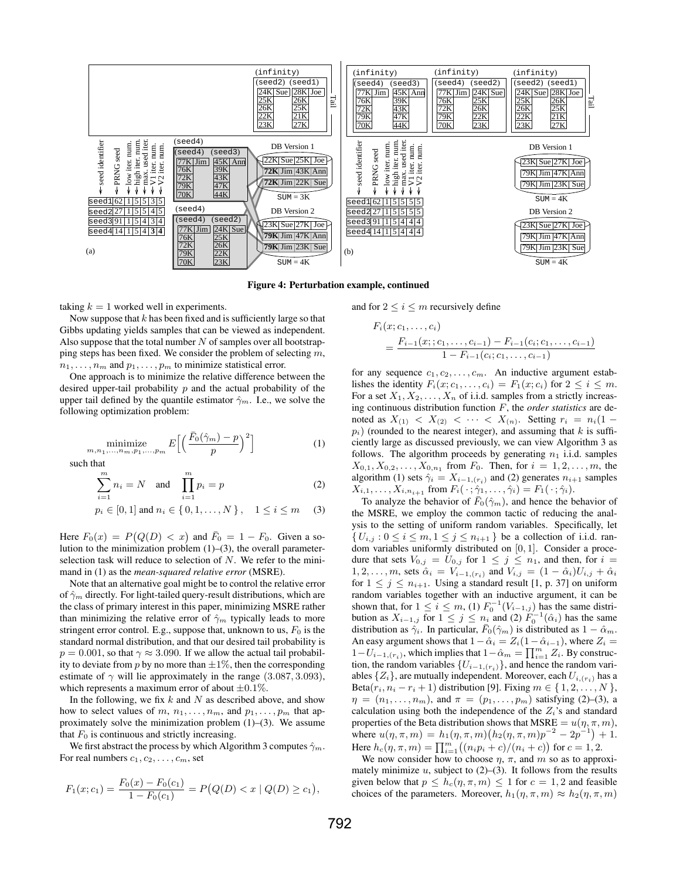Figure 4: Perturbation example, continued

taking $k = 1$ worked well in experiments.

Now suppose that $k$ has been fixed and is sufficiently large so that Gibbs updating yields samples that can be viewed as independent. Also suppose that the total number $N$ of samples over all bootstrapping steps has been fixed. We consider the problem of selecting $m$, $n_1, \ldots, n_m$ and $p_1, \ldots, p_m$ to minimize statistical error.

One approach is to minimize the relative difference between the desired upper-tail probability $p$ and the actual probability of the upper tail defined by the quantile estimator $\hat{\gamma}_m$. I.e., we solve the following optimization problem:

$$\underset{m,n_1,\ldots,n_m,p_1,\ldots,p_m}{\text{minimize}} \quad E\Big[\Big(\frac{\bar{F}_0(\hat{\gamma}_m) - p}{p}\Big)^2\Big] \tag{1}$$

such that

$$\sum_{i=1}^{m} n_i = N \quad \text{and} \quad \prod_{i=1}^{m} p_i = p \tag{2}$$

$$p_i \in [0,1] \text{ and } n_i \in \{\,0, 1, \ldots, N\,\}, \quad 1 \le i \le m \tag{3}$$

Here $F_0(x) = P\big(Q(D) < x\big)$ and $\bar{F}_0 = 1 - F_0$. Given a solution to the minimization problem (1)–(3), the overall parameter-selection task will reduce to selection of $N$. We refer to the minimand in (1) as the *mean-squared relative error* (MSRE).

Note that an alternative goal might be to control the relative error of $\hat{\gamma}_m$ directly. For light-tailed query-result distributions, which are the class of primary interest in this paper, minimizing MSRE rather than minimizing the relative error of $\hat{\gamma}_m$ typically leads to more stringent error control. E.g., suppose that, unknown to us, $F_0$ is the standard normal distribution, and that our desired tail probability is $p = 0.001$, so that $\gamma \approx 3.090$. If we allow the actual tail probability to deviate from $p$ by no more than $\pm 1\%$, then the corresponding estimate of $\gamma$ will lie approximately in the range $(3.087, 3.093)$, which represents a maximum error of about $\pm 0.1\%$.

In the following, we fix $k$ and $N$ as described above, and show how to select values of $m$, $n_1, \ldots, n_m$, and $p_1, \ldots, p_m$ that approximately solve the minimization problem (1)–(3). We assume that $F_0$ is continuous and strictly increasing.

We first abstract the process by which Algorithm 3 computes $\hat{\gamma}_m$. For real numbers $c_1, c_2, \ldots, c_m$, set

$$F_1(x; c_1) = \frac{F_0(x) - F_0(c_1)}{1 - F_0(c_1)} = P\big(Q(D) < x \mid Q(D) \ge c_1\big),$$

and for $2 \le i \le m$ recursively define

$$F_i(x; c_1, \ldots, c_i) = \frac{F_{i-1}(x;; c_1, \ldots, c_{i-1}) - F_{i-1}(c_i; c_1, \ldots, c_{i-1})}{1 - F_{i-1}(c_i; c_1, \ldots, c_{i-1})}$$

for any sequence $c_1, c_2, \ldots, c_m$. An inductive argument establishes the identity $F_i(x; c_1, \ldots, c_i) = F_1(x; c_i)$ for $2 \le i \le m$. For a set $X_1, X_2, \ldots, X_n$ of i.i.d. samples from a strictly increasing continuous distribution function $F$, the *order statistics* are denoted as $X_{(1)} < X_{(2)} < \cdots < X_{(n)}$. Setting $r_i = n_i(1 - p_i)$ (rounded to the nearest integer), and assuming that $k$ is sufficiently large as discussed previously, we can view Algorithm 3 as follows. The algorithm proceeds by generating $n_1$ i.i.d. samples $X_{0,1}, X_{0,2}, \ldots, X_{0,n_1}$ from $F_0$. Then, for $i = 1, 2, \ldots, m$, the algorithm (1) sets $\hat{\gamma}_i = X_{i-1,(r_i)}$ and (2) generates $n_{i+1}$ samples $X_{i,1}, \ldots, X_{i,n_{i+1}}$ from $F_i(\,\cdot\,; \hat{\gamma}_1, \ldots, \hat{\gamma}_i) = F_1(\,\cdot\,; \hat{\gamma}_i)$.

To analyze the behavior of $\bar{F}_0(\hat{\gamma}_m)$, and hence the behavior of the MSRE, we employ the common tactic of reducing the analysis to the setting of uniform random variables. Specifically, let $\{\, U_{i,j} : 0 \le i \le m, 1 \le j \le n_{i+1} \,\}$ be a collection of i.i.d. random variables uniformly distributed on $[0,1]$. Consider a procedure that sets $V_{0,j} = U_{0,j}$ for $1 \le j \le n_1$, and then, for $i = 1, 2, \ldots, m$, sets $\hat{\alpha}_i = V_{i-1,(r_i)}$ and $V_{i,j} = (1 - \hat{\alpha}_i)U_{i,j} + \hat{\alpha}_i$ for $1 \le j \le n_{i+1}$. Using a standard result [1, p. 37] on uniform random variables together with an inductive argument, it can be shown that, for $1 \le i \le m$, (1) $F_0^{-1}(V_{i-1,j})$ has the same distribution as $X_{i-1,j}$ for $1 \le j \le n_i$ and (2) $F_0^{-1}(\hat{\alpha}_i)$ has the same distribution as $\hat{\gamma}_i$. In particular, $\bar{F}_0(\hat{\gamma}_m)$ is distributed as $1 - \hat{\alpha}_m$. An easy argument shows that $1 - \hat{\alpha}_i = Z_i(1 - \hat{\alpha}_{i-1})$, where $Z_i = 1 - U_{i-1,(r_i)}$, which implies that $1 - \hat{\alpha}_m = \prod_{i=1}^{m} Z_i$. By construction, the random variables $\{U_{i-1,(r_i)}\}$, and hence the random variables $\{Z_i\}$, are mutually independent. Moreover, each $U_{i,(r_i)}$ has a $\text{Beta}(r_i, n_i - r_i + 1)$ distribution [9]. Fixing $m \in \{\,1, 2, \ldots, N\,\}$, $\eta = (n_1, \ldots, n_m)$, and $\pi = (p_1, \ldots, p_m)$ satisfying (2)–(3), a calculation using both the independence of the $Z_i$'s and standard properties of the Beta distribution shows that $\text{MSRE} = u(\eta, \pi, m)$, where $u(\eta, \pi, m) = h_1(\eta, \pi, m)\big(h_2(\eta, \pi, m)p^{-2} - 2p^{-1}\big) + 1$. Here $h_c(\eta, \pi, m) = \prod_{i=1}^{m}\big((n_i p_i + c)/(n_i + c)\big)$ for $c = 1, 2$.

We now consider how to choose $\eta$, $\pi$, and $m$ so as to approximately minimize $u$, subject to (2)–(3). It follows from the results given below that $p \le h_c(\eta, \pi, m) \le 1$ for $c = 1, 2$ and feasible choices of the parameters. Moreover, $h_1(\eta, \pi, m) \approx h_2(\eta, \pi, m)$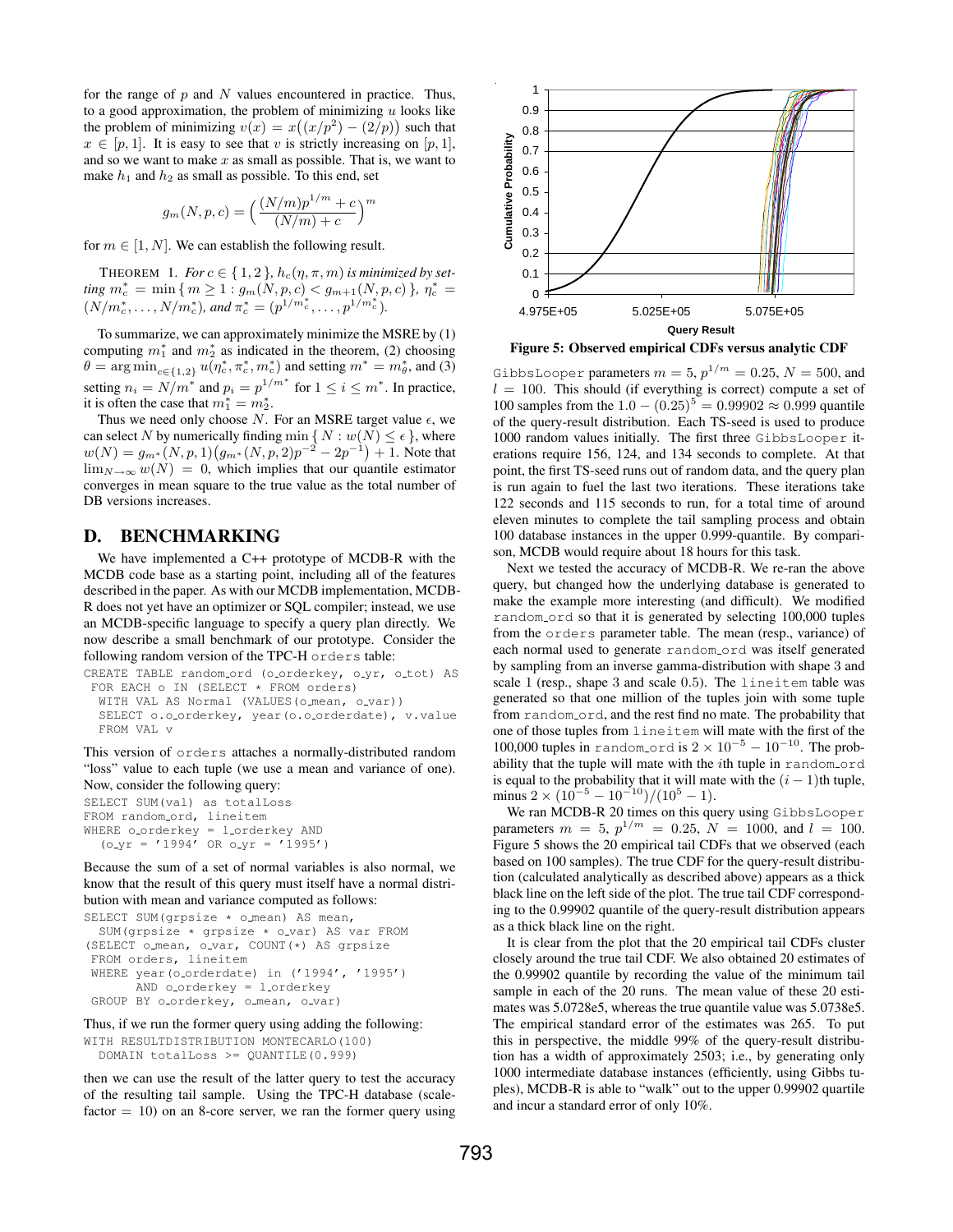for the range of $p$ and $N$ values encountered in practice. Thus, to a good approximation, the problem of minimizing $u$ looks like the problem of minimizing $v(x) = x\big((x/p^2) - (2/p)\big)$ such that $x \in [p, 1]$. It is easy to see that $v$ is strictly increasing on $[p, 1]$, and so we want to make $x$ as small as possible. That is, we want to make $h_1$ and $h_2$ as small as possible. To this end, set

$$g_m(N, p, c) = \Big(\frac{(N/m)p^{1/m} + c}{(N/m) + c}\Big)^m$$

for $m \in [1, N]$. We can establish the following result.

THEOREM 1. *For $c \in \{1, 2\}$, $h_c(\eta, \pi, m)$ is minimized by setting $m^*_c = \min\{\, m \geq 1 : g_m(N, p, c) < g_{m+1}(N, p, c)\,\}$, $\eta^*_c = (N/m^*_c, \ldots, N/m^*_c)$, and $\pi^*_c = (p^{1/m^*_c}, \ldots, p^{1/m^*_c})$.*

To summarize, we can approximately minimize the MSRE by (1) computing $m^*_1$ and $m^*_2$ as indicated in the theorem, (2) choosing $\theta = \arg\min_{c\in\{1,2\}} u(\eta^*_c, \pi^*_c, m^*_c)$ and setting $m^* = m^*_\theta$, and (3) setting $n_i = N/m^*$ and $p_i = p^{1/m^*}$ for $1 \leq i \leq m^*$. In practice, it is often the case that $m^*_1 = m^*_2$.

Thus we need only choose $N$. For an MSRE target value $\epsilon$, we can select $N$ by numerically finding $\min\{\, N : w(N) \leq \epsilon\,\}$, where $w(N) = g_{m^*}(N, p, 1)\big(g_{m^*}(N, p, 2)p^{-2} - 2p^{-1}\big) + 1$. Note that $\lim_{N\to\infty} w(N) = 0$, which implies that our quantile estimator converges in mean square to the true value as the total number of DB versions increases.

## D. BENCHMARKING

We have implemented a C++ prototype of MCDB-R with the MCDB code base as a starting point, including all of the features described in the paper. As with our MCDB implementation, MCDB-R does not yet have an optimizer or SQL compiler; instead, we use an MCDB-specific language to specify a query plan directly. We now describe a small benchmark of our prototype. Consider the following random version of the TPC-H `orders` table:

```
CREATE TABLE random_ord (o_orderkey, o_yr, o_tot) AS
 FOR EACH o IN (SELECT * FROM orders)
  WITH VAL AS Normal (VALUES(o_mean, o_var))
  SELECT o.o_orderkey, year(o.o_orderdate), v.value
  FROM VAL v
```

This version of `orders` attaches a normally-distributed random "loss" value to each tuple (we use a mean and variance of one). Now, consider the following query:

```
SELECT SUM(val) as totalLoss
FROM random_ord, lineitem
WHERE o_orderkey = l_orderkey AND
  (o_yr = '1994' OR o_yr = '1995')
```

Because the sum of a set of normal variables is also normal, we know that the result of this query must itself have a normal distribution with mean and variance computed as follows:

```
SELECT SUM(grpsize * o_mean) AS mean,
  SUM(grpsize * grpsize * o_var) AS var FROM
(SELECT o_mean, o_var, COUNT(*) AS grpsize
 FROM orders, lineitem
 WHERE year(o_orderdate) in ('1994', '1995')
      AND o_orderkey = l_orderkey
 GROUP BY o_orderkey, o_mean, o_var)
```

Thus, if we run the former query using adding the following:

```
WITH RESULTDISTRIBUTION MONTECARLO(100)
  DOMAIN totalLoss >= QUANTILE(0.999)
```

then we can use the result of the latter query to test the accuracy of the resulting tail sample. Using the TPC-H database (scale-factor = 10) on an 8-core server, we ran the former query using `GibbsLooper` parameters $m = 5$, $p^{1/m} = 0.25$, $N = 500$, and $l = 100$. This should (if everything is correct) compute a set of 100 samples from the $1.0 - (0.25)^5 = 0.99902 \approx 0.999$ quantile of the query-result distribution. Each TS-seed is used to produce 1000 random values initially. The first three `GibbsLooper` iterations require 156, 124, and 134 seconds to complete. At that point, the first TS-seed runs out of random data, and the query plan is run again to fuel the last two iterations. These iterations take 122 seconds and 115 seconds to run, for a total time of around eleven minutes to complete the tail sampling process and obtain 100 database instances in the upper 0.999-quantile. By comparison, MCDB would require about 18 hours for this task.

Cumulative Probability
1
0.9
0.8
0.7
0.6
0.5
0.4
0.3
0.2
0.1
0
4.975E+05
5.025E+05
5.075E+05
Query Result

**Figure 5: Observed empirical CDFs versus analytic CDF**

Next we tested the accuracy of MCDB-R. We re-ran the above query, but changed how the underlying database is generated to make the example more interesting (and difficult). We modified `random_ord` so that it is generated by selecting 100,000 tuples from the `orders` parameter table. The mean (resp., variance) of each normal used to generate `random_ord` was itself generated by sampling from an inverse gamma-distribution with shape 3 and scale 1 (resp., shape 3 and scale 0.5). The `lineitem` table was generated so that one million of the tuples join with some tuple from `random_ord`, and the rest find no mate. The probability that one of those tuples from `lineitem` will mate with the first of the 100,000 tuples in `random_ord` is $2 \times 10^{-5} - 10^{-10}$. The probability that the tuple will mate with the $i$th tuple in `random_ord` is equal to the probability that it will mate with the $(i-1)$th tuple, minus $2 \times (10^{-5} - 10^{-10})/(10^5 - 1)$.

We ran MCDB-R 20 times on this query using `GibbsLooper` parameters $m = 5$, $p^{1/m} = 0.25$, $N = 1000$, and $l = 100$. Figure 5 shows the 20 empirical tail CDFs that we observed (each based on 100 samples). The true CDF for the query-result distribution (calculated analytically as described above) appears as a thick black line on the left side of the plot. The true tail CDF corresponding to the 0.99902 quantile of the query-result distribution appears as a thick black line on the right.

It is clear from the plot that the 20 empirical tail CDFs cluster closely around the true tail CDF. We also obtained 20 estimates of the 0.99902 quantile by recording the value of the minimum tail sample in each of the 20 runs. The mean value of these 20 estimates was 5.0728e5, whereas the true quantile value was 5.0738e5. The empirical standard error of the estimates was 265. To put this in perspective, the middle 99% of the query-result distribution has a width of approximately 2503; i.e., by generating only 1000 intermediate database instances (efficiently, using Gibbs tuples), MCDB-R is able to "walk" out to the upper 0.99902 quartile and incur a standard error of only 10%.